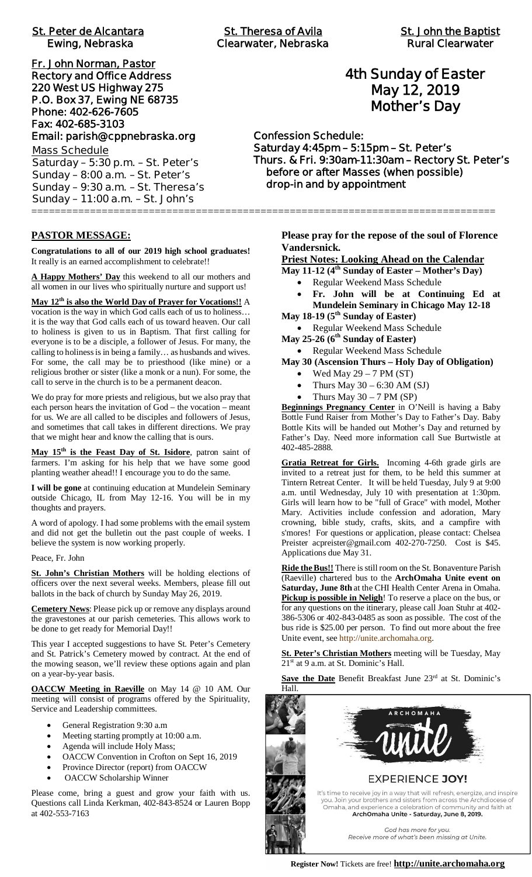**St. Peter de Alcantara**
Ewing, Nebraska

**St. Theresa of Avila**
Clearwater, Nebraska

**St. John the Baptist**
Rural Clearwater

**Fr. John Norman, Pastor**
Rectory and Office Address
220 West US Highway 275
P.O. Box 37, Ewing NE 68735
Phone: 402-626-7605
Fax: 402-685-3103
Email: parish@cppnebraska.org

Mass Schedule
Saturday – 5:30 p.m. – St. Peter's
Sunday – 8:00 a.m. – St. Peter's
Sunday – 9:30 a.m. – St. Theresa's
Sunday – 11:00 a.m. – St. John's

# 4th Sunday of Easter
# May 12, 2019
# Mother's Day

**Confession Schedule:**
Saturday 4:45pm – 5:15pm – St. Peter's
Thurs. & Fri. 9:30am-11:30am – Rectory St. Peter's
before or after Masses (when possible)
drop-in and by appointment

## PASTOR MESSAGE:

**Congratulations to all of our 2019 high school graduates!** It really is an earned accomplishment to celebrate!!

**A Happy Mothers' Day** this weekend to all our mothers and all women in our lives who spiritually nurture and support us!

**May 12th is also the World Day of Prayer for Vocations!!** A vocation is the way in which God calls each of us to holiness… it is the way that God calls each of us toward heaven. Our call to holiness is given to us in Baptism. That first calling for everyone is to be a disciple, a follower of Jesus. For many, the calling to holiness is in being a family… as husbands and wives. For some, the call may be to priesthood (like mine) or a religious brother or sister (like a monk or a nun). For some, the call to serve in the church is to be a permanent deacon.

We do pray for more priests and religious, but we also pray that each person hears the invitation of God – the vocation – meant for us. We are all called to be disciples and followers of Jesus, and sometimes that call takes in different directions. We pray that we might hear and know the calling that is ours.

**May 15th is the Feast Day of St. Isidore**, patron saint of farmers. I'm asking for his help that we have some good planting weather ahead!! I encourage you to do the same.

**I will be gone** at continuing education at Mundelein Seminary outside Chicago, IL from May 12-16. You will be in my thoughts and prayers.

A word of apology. I had some problems with the email system and did not get the bulletin out the past couple of weeks. I believe the system is now working properly.

Peace, Fr. John

**St. John's Christian Mothers** will be holding elections of officers over the next several weeks. Members, please fill out ballots in the back of church by Sunday May 26, 2019.

**Cemetery News**: Please pick up or remove any displays around the gravestones at our parish cemeteries. This allows work to be done to get ready for Memorial Day!!

This year I accepted suggestions to have St. Peter's Cemetery and St. Patrick's Cemetery mowed by contract. At the end of the mowing season, we'll review these options again and plan on a year-by-year basis.

**OACCW Meeting in Raeville** on May 14 @ 10 AM. Our meeting will consist of programs offered by the Spirituality, Service and Leadership committees.

- General Registration 9:30 a.m
- Meeting starting promptly at 10:00 a.m.
- Agenda will include Holy Mass;
- OACCW Convention in Crofton on Sept 16, 2019
- Province Director (report) from OACCW
- OACCW Scholarship Winner

Please come, bring a guest and grow your faith with us. Questions call Linda Kerkman, 402-843-8524 or Lauren Bopp at 402-553-7163

**Please pray for the repose of the soul of Florence Vandersnick.**

**Priest Notes: Looking Ahead on the Calendar**

**May 11-12 (4th Sunday of Easter – Mother's Day)**
- Regular Weekend Mass Schedule
- **Fr. John will be at Continuing Ed at Mundelein Seminary in Chicago May 12-18**

**May 18-19 (5th Sunday of Easter)**
- Regular Weekend Mass Schedule

**May 25-26 (6th Sunday of Easter)**
- Regular Weekend Mass Schedule

**May 30 (Ascension Thurs – Holy Day of Obligation)**
- Wed May 29 – 7 PM (ST)
- Thurs May 30 – 6:30 AM (SJ)
- Thurs May 30 – 7 PM (SP)

**Beginnings Pregnancy Center** in O'Neill is having a Baby Bottle Fund Raiser from Mother's Day to Father's Day. Baby Bottle Kits will be handed out Mother's Day and returned by Father's Day. Need more information call Sue Burtwistle at 402-485-2888.

**Gratia Retreat for Girls.** Incoming 4-6th grade girls are invited to a retreat just for them, to be held this summer at Tintern Retreat Center. It will be held Tuesday, July 9 at 9:00 a.m. until Wednesday, July 10 with presentation at 1:30pm. Girls will learn how to be "full of Grace" with model, Mother Mary. Activities include confession and adoration, Mary crowning, bible study, crafts, skits, and a campfire with s'mores! For questions or application, please contact: Chelsea Preister acpreister@gmail.com 402-270-7250. Cost is $45. Applications due May 31.

**Ride the Bus!!** There is still room on the St. Bonaventure Parish (Raeville) chartered bus to the **ArchOmaha Unite event on Saturday, June 8th** at the CHI Health Center Arena in Omaha. **Pickup is possible in Neligh**! To reserve a place on the bus, or for any questions on the itinerary, please call Joan Stuhr at 402-386-5306 or 402-843-0485 as soon as possible. The cost of the bus ride is $25.00 per person. To find out more about the free Unite event, see http://unite.archomaha.org.

**St. Peter's Christian Mothers** meeting will be Tuesday, May 21st at 9 a.m. at St. Dominic's Hall.

**Save the Date** Benefit Breakfast June 23rd at St. Dominic's Hall.

ARCHOMAHA unite

EXPERIENCE **JOY!**

It's time to receive joy in a way that will refresh, energize, and inspire you. Join your brothers and sisters from across the Archdiocese of Omaha, and experience a celebration of community and faith at **ArchOmaha Unite - Saturday, June 8, 2019.**

*God has more for you.*
*Receive more of what's been missing at Unite.*

**Register Now!** Tickets are free! **http://unite.archomaha.org**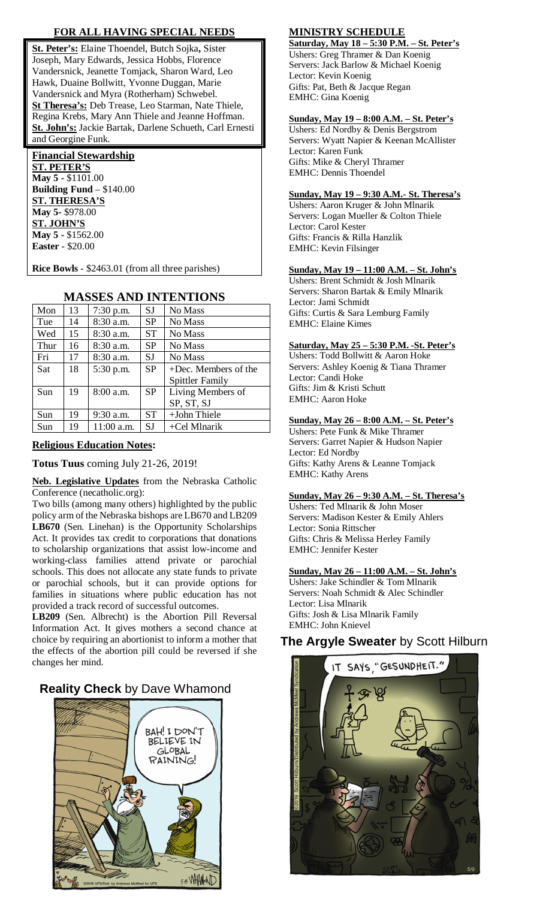## FOR ALL HAVING SPECIAL NEEDS

**St. Peter's:** Elaine Thoendel, Butch Sojka**,** Sister Joseph, Mary Edwards, Jessica Hobbs, Florence Vandersnick, Jeanette Tomjack, Sharon Ward, Leo Hawk, Duaine Bollwitt, Yvonne Duggan, Marie Vandersnick and Myra (Rotherham) Schwebel.
**St Theresa's:** Deb Trease, Leo Starman, Nate Thiele, Regina Krebs, Mary Ann Thiele and Jeanne Hoffman.
**St. John's:** Jackie Bartak, Darlene Schueth, Carl Ernesti and Georgine Funk.

**Financial Stewardship**

**ST. PETER'S**
**May 5 -** $1101.00
**Building Fund** – $140.00
**ST. THERESA'S**
**May 5-** $978.00
**ST. JOHN'S**
**May 5 -** $1562.00
**Easter** - $20.00

**Rice Bowls** - $2463.01 (from all three parishes)

## MASSES AND INTENTIONS

| | | | | |
|---|---|---|---|---|
| Mon | 13 | 7:30 p.m. | SJ | No Mass |
| Tue | 14 | 8:30 a.m. | SP | No Mass |
| Wed | 15 | 8:30 a.m. | ST | No Mass |
| Thur | 16 | 8:30 a.m. | SP | No Mass |
| Fri | 17 | 8:30 a.m. | SJ | No Mass |
| Sat | 18 | 5:30 p.m. | SP | +Dec. Members of the Spittler Family |
| Sun | 19 | 8:00 a.m. | SP | Living Members of SP, ST, SJ |
| Sun | 19 | 9:30 a.m. | ST | +John Thiele |
| Sun | 19 | 11:00 a.m. | SJ | +Cel Mlnarik |

**Religious Education Notes:**

**Totus Tuus** coming July 21-26, 2019!

**Neb. Legislative Updates** from the Nebraska Catholic Conference (necatholic.org):

Two bills (among many others) highlighted by the public policy arm of the Nebraska bishops are LB670 and LB209
**LB670** (Sen. Linehan) is the Opportunity Scholarships Act. It provides tax credit to corporations that donations to scholarship organizations that assist low-income and working-class families attend private or parochial schools. This does not allocate any state funds to private or parochial schools, but it can provide options for families in situations where public education has not provided a track record of successful outcomes.
**LB209** (Sen. Albrecht) is the Abortion Pill Reversal Information Act. It gives mothers a second chance at choice by requiring an abortionist to inform a mother that the effects of the abortion pill could be reversed if she changes her mind.

## Reality Check by Dave Whamond

BAH! I DON'T BELIEVE IN GLOBAL RAINING!

## MINISTRY SCHEDULE

**Saturday, May 18 – 5:30 P.M. – St. Peter's**
Ushers: Greg Thramer & Dan Koenig
Servers: Jack Barlow & Michael Koenig
Lector: Kevin Koenig
Gifts: Pat, Beth & Jacque Regan
EMHC: Gina Koenig

**Sunday, May 19 – 8:00 A.M. – St. Peter's**
Ushers: Ed Nordby & Denis Bergstrom
Servers: Wyatt Napier & Keenan McAllister
Lector: Karen Funk
Gifts: Mike & Cheryl Thramer
EMHC: Dennis Thoendel

**Sunday, May 19 – 9:30 A.M.- St. Theresa's**
Ushers: Aaron Kruger & John Mlnarik
Servers: Logan Mueller & Colton Thiele
Lector: Carol Kester
Gifts: Francis & Rilla Hanzlik
EMHC: Kevin Filsinger

**Sunday, May 19 – 11:00 A.M. – St. John's**
Ushers: Brent Schmidt & Josh Mlnarik
Servers: Sharon Bartak & Emily Mlnarik
Lector: Jami Schmidt
Gifts: Curtis & Sara Lemburg Family
EMHC: Elaine Kimes

**Saturday, May 25 – 5:30 P.M. -St. Peter's**
Ushers: Todd Bollwitt & Aaron Hoke
Servers: Ashley Koenig & Tiana Thramer
Lector: Candi Hoke
Gifts: Jim & Kristi Schutt
EMHC: Aaron Hoke

**Sunday, May 26 – 8:00 A.M. – St. Peter's**
Ushers: Pete Funk & Mike Thramer
Servers: Garret Napier & Hudson Napier
Lector: Ed Nordby
Gifts: Kathy Arens & Leanne Tomjack
EMHC: Kathy Arens

**Sunday, May 26 – 9:30 A.M. – St. Theresa's**
Ushers: Ted Mlnarik & John Moser
Servers: Madison Kester & Emily Ahlers
Lector: Sonia Rittscher
Gifts: Chris & Melissa Herley Family
EMHC: Jennifer Kester

**Sunday, May 26 – 11:00 A.M. – St. John's**
Ushers: Jake Schindler & Tom Mlnarik
Servers: Noah Schmidt & Alec Schindler
Lector: Lisa Mlnarik
Gifts: Josh & Lisa Mlnarik Family
EMHC: John Knievel

## The Argyle Sweater by Scott Hilburn

IT SAYS, "GESUNDHEIT."